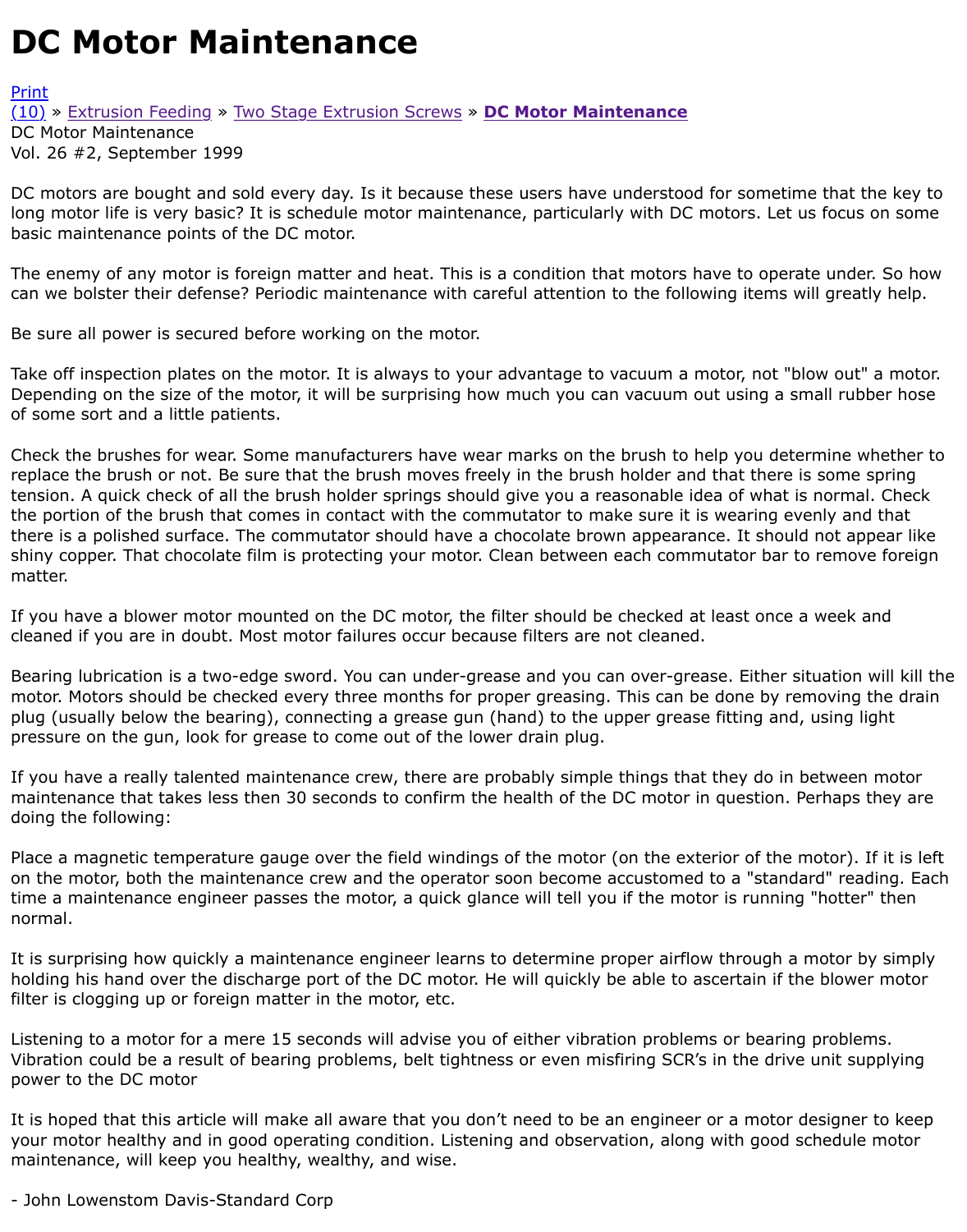# DC Motor Maintenance

Print
(10) » Extrusion Feeding » Two Stage Extrusion Screws » **DC Motor Maintenance**
DC Motor Maintenance
Vol. 26 #2, September 1999

DC motors are bought and sold every day. Is it because these users have understood for sometime that the key to long motor life is very basic? It is schedule motor maintenance, particularly with DC motors. Let us focus on some basic maintenance points of the DC motor.

The enemy of any motor is foreign matter and heat. This is a condition that motors have to operate under. So how can we bolster their defense? Periodic maintenance with careful attention to the following items will greatly help.

Be sure all power is secured before working on the motor.

Take off inspection plates on the motor. It is always to your advantage to vacuum a motor, not "blow out" a motor. Depending on the size of the motor, it will be surprising how much you can vacuum out using a small rubber hose of some sort and a little patients.

Check the brushes for wear. Some manufacturers have wear marks on the brush to help you determine whether to replace the brush or not. Be sure that the brush moves freely in the brush holder and that there is some spring tension. A quick check of all the brush holder springs should give you a reasonable idea of what is normal. Check the portion of the brush that comes in contact with the commutator to make sure it is wearing evenly and that there is a polished surface. The commutator should have a chocolate brown appearance. It should not appear like shiny copper. That chocolate film is protecting your motor. Clean between each commutator bar to remove foreign matter.

If you have a blower motor mounted on the DC motor, the filter should be checked at least once a week and cleaned if you are in doubt. Most motor failures occur because filters are not cleaned.

Bearing lubrication is a two-edge sword. You can under-grease and you can over-grease. Either situation will kill the motor. Motors should be checked every three months for proper greasing. This can be done by removing the drain plug (usually below the bearing), connecting a grease gun (hand) to the upper grease fitting and, using light pressure on the gun, look for grease to come out of the lower drain plug.

If you have a really talented maintenance crew, there are probably simple things that they do in between motor maintenance that takes less then 30 seconds to confirm the health of the DC motor in question. Perhaps they are doing the following:

Place a magnetic temperature gauge over the field windings of the motor (on the exterior of the motor). If it is left on the motor, both the maintenance crew and the operator soon become accustomed to a "standard" reading. Each time a maintenance engineer passes the motor, a quick glance will tell you if the motor is running "hotter" then normal.

It is surprising how quickly a maintenance engineer learns to determine proper airflow through a motor by simply holding his hand over the discharge port of the DC motor. He will quickly be able to ascertain if the blower motor filter is clogging up or foreign matter in the motor, etc.

Listening to a motor for a mere 15 seconds will advise you of either vibration problems or bearing problems. Vibration could be a result of bearing problems, belt tightness or even misfiring SCR's in the drive unit supplying power to the DC motor

It is hoped that this article will make all aware that you don't need to be an engineer or a motor designer to keep your motor healthy and in good operating condition. Listening and observation, along with good schedule motor maintenance, will keep you healthy, wealthy, and wise.

- John Lowenstom Davis-Standard Corp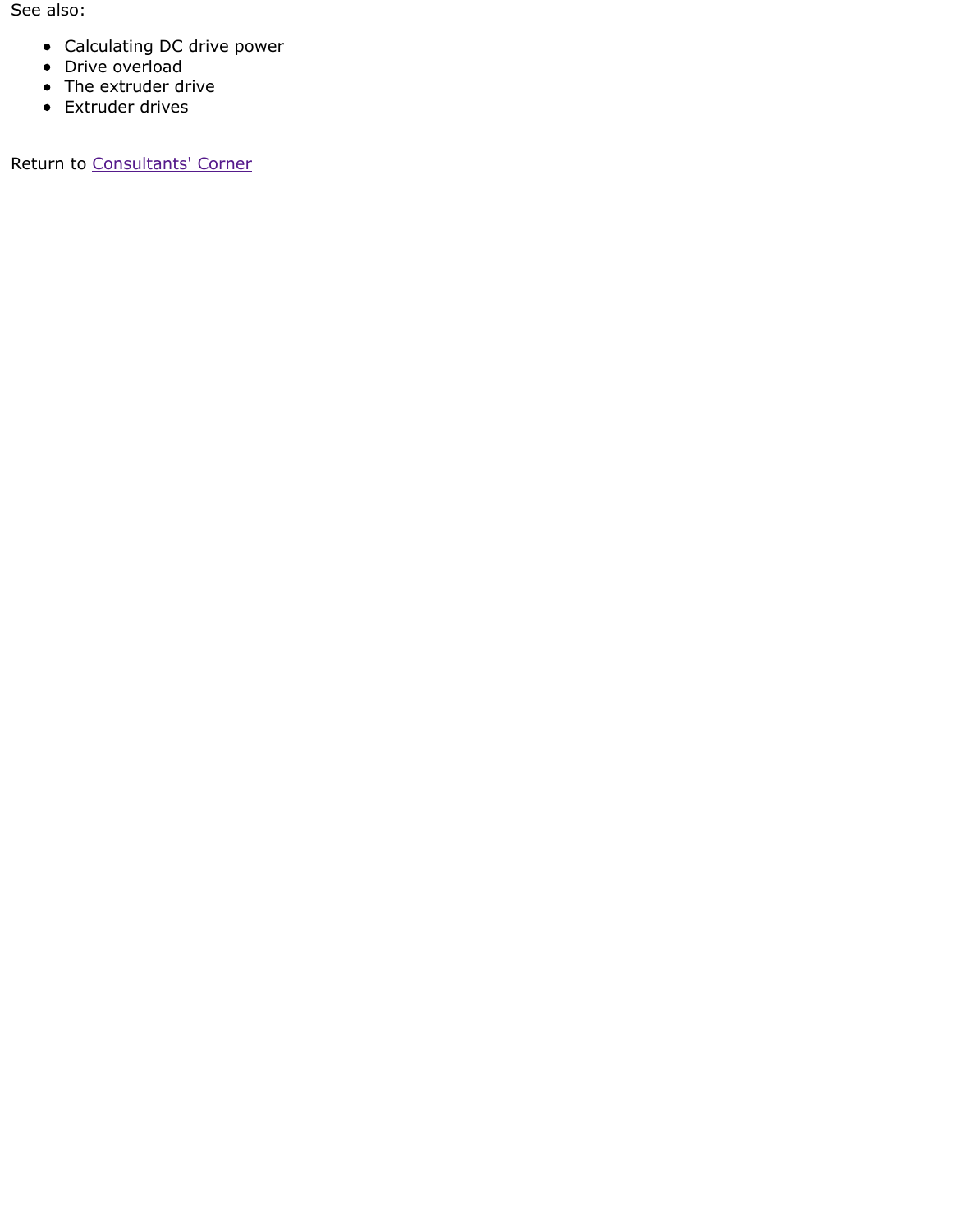See also:

- Calculating DC drive power
- Drive overload
- The extruder drive
- Extruder drives

Return to Consultants' Corner